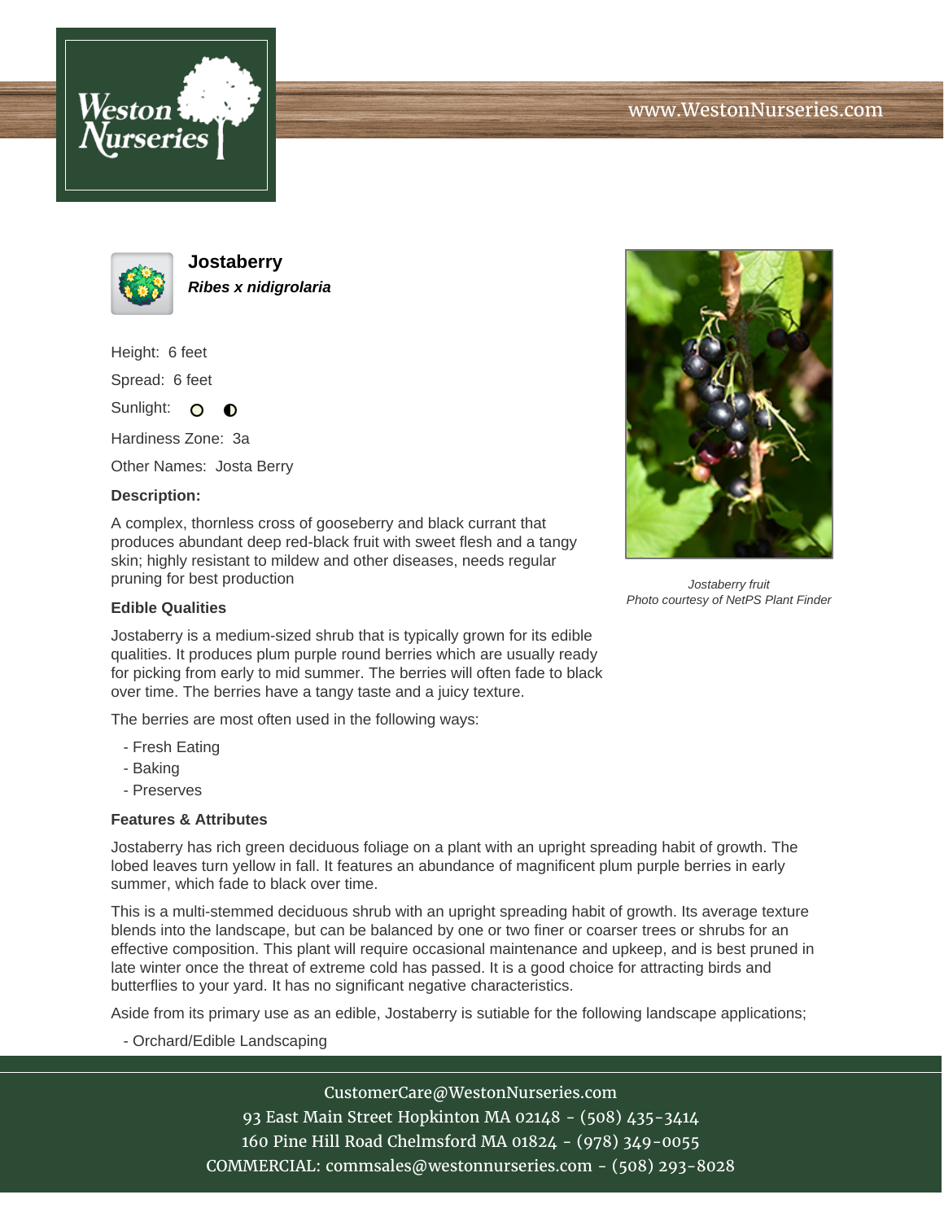# Jostaberry

***Ribes x nidigrolaria***

Height: 6 feet

Spread: 6 feet

Sunlight:

Hardiness Zone: 3a

Other Names: Josta Berry

**Description:**

A complex, thornless cross of gooseberry and black currant that produces abundant deep red-black fruit with sweet flesh and a tangy skin; highly resistant to mildew and other diseases, needs regular pruning for best production

*Jostaberry fruit*
*Photo courtesy of NetPS Plant Finder*

### Edible Qualities

Jostaberry is a medium-sized shrub that is typically grown for its edible qualities. It produces plum purple round berries which are usually ready for picking from early to mid summer. The berries will often fade to black over time. The berries have a tangy taste and a juicy texture.

The berries are most often used in the following ways:

- Fresh Eating
- Baking
- Preserves

### Features & Attributes

Jostaberry has rich green deciduous foliage on a plant with an upright spreading habit of growth. The lobed leaves turn yellow in fall. It features an abundance of magnificent plum purple berries in early summer, which fade to black over time.

This is a multi-stemmed deciduous shrub with an upright spreading habit of growth. Its average texture blends into the landscape, but can be balanced by one or two finer or coarser trees or shrubs for an effective composition. This plant will require occasional maintenance and upkeep, and is best pruned in late winter once the threat of extreme cold has passed. It is a good choice for attracting birds and butterflies to your yard. It has no significant negative characteristics.

Aside from its primary use as an edible, Jostaberry is sutiable for the following landscape applications;

- Orchard/Edible Landscaping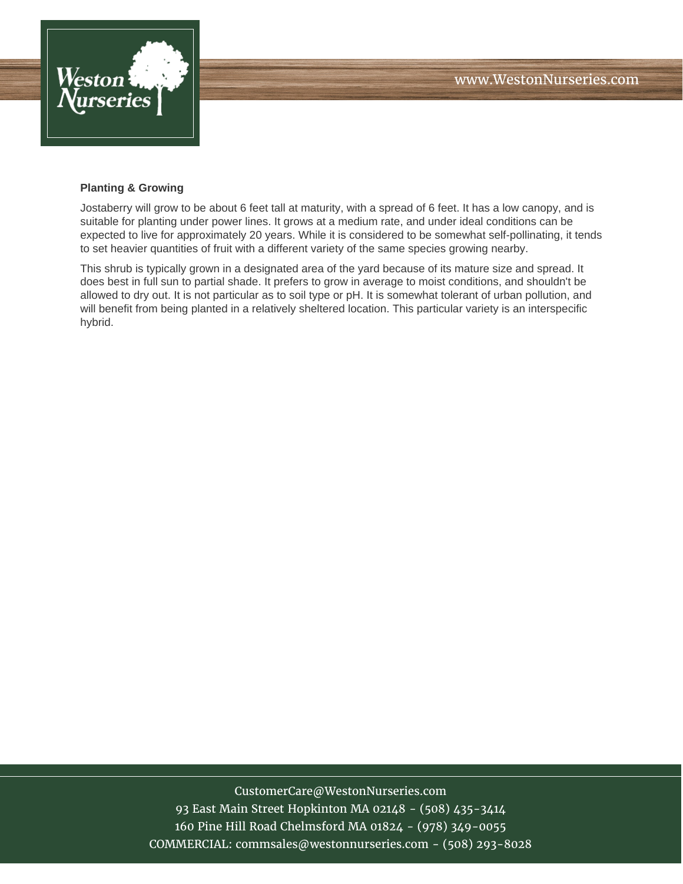## Planting & Growing

Jostaberry will grow to be about 6 feet tall at maturity, with a spread of 6 feet. It has a low canopy, and is suitable for planting under power lines. It grows at a medium rate, and under ideal conditions can be expected to live for approximately 20 years. While it is considered to be somewhat self-pollinating, it tends to set heavier quantities of fruit with a different variety of the same species growing nearby.

This shrub is typically grown in a designated area of the yard because of its mature size and spread. It does best in full sun to partial shade. It prefers to grow in average to moist conditions, and shouldn't be allowed to dry out. It is not particular as to soil type or pH. It is somewhat tolerant of urban pollution, and will benefit from being planted in a relatively sheltered location. This particular variety is an interspecific hybrid.